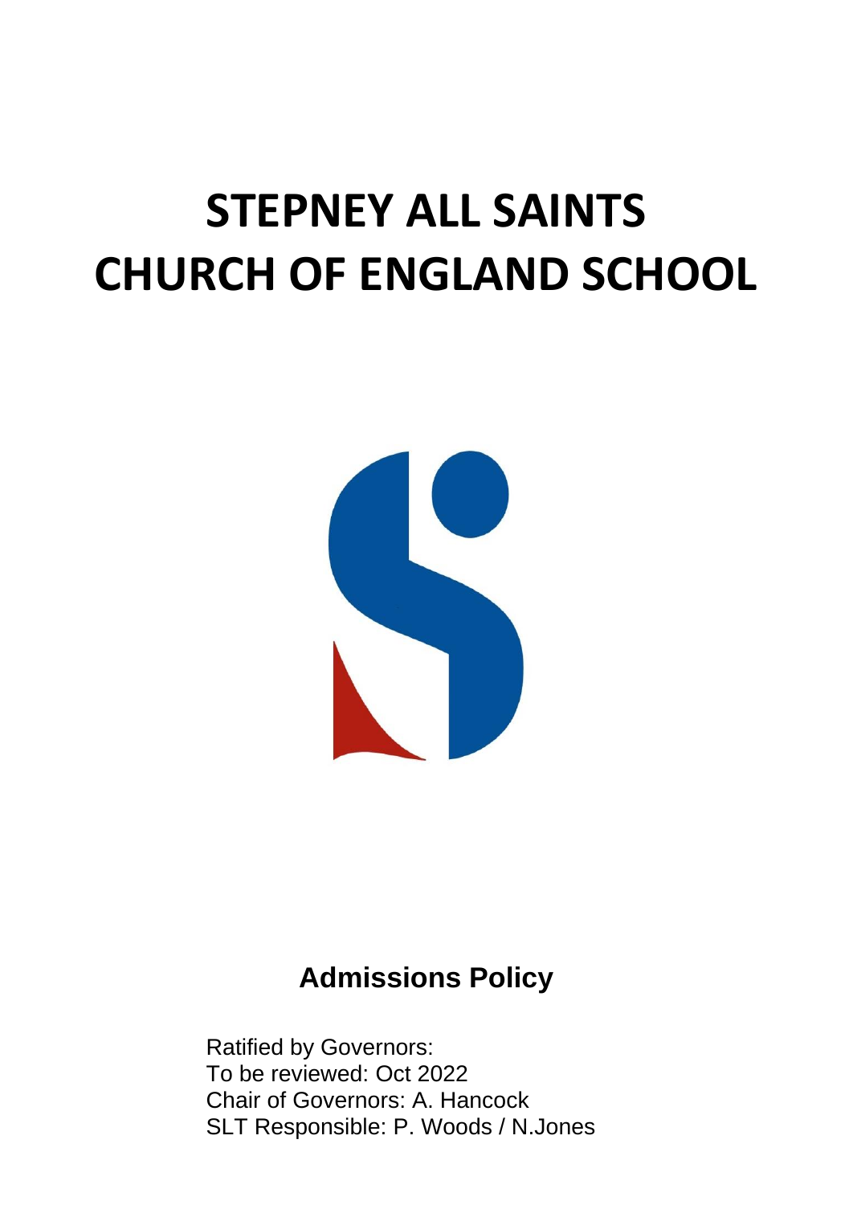# STEPNEY ALL SAINTS CHURCH OF ENGLAND SCHOOL

## Admissions Policy

Ratified by Governors:
To be reviewed: Oct 2022
Chair of Governors: A. Hancock
SLT Responsible: P. Woods / N.Jones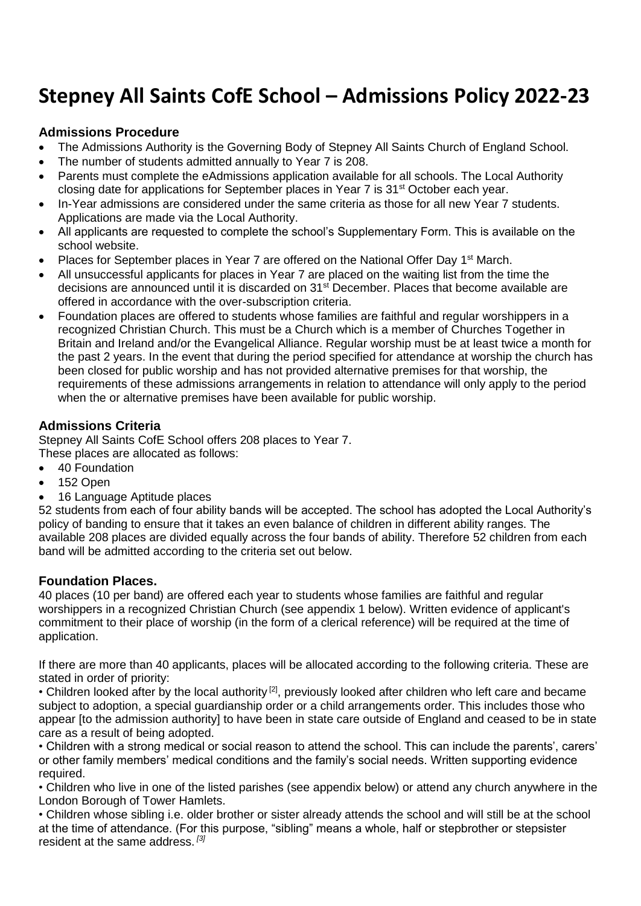# Stepney All Saints CofE School – Admissions Policy 2022-23

### Admissions Procedure

- The Admissions Authority is the Governing Body of Stepney All Saints Church of England School.
- The number of students admitted annually to Year 7 is 208.
- Parents must complete the eAdmissions application available for all schools. The Local Authority closing date for applications for September places in Year 7 is 31st October each year.
- In-Year admissions are considered under the same criteria as those for all new Year 7 students. Applications are made via the Local Authority.
- All applicants are requested to complete the school's Supplementary Form. This is available on the school website.
- Places for September places in Year 7 are offered on the National Offer Day 1st March.
- All unsuccessful applicants for places in Year 7 are placed on the waiting list from the time the decisions are announced until it is discarded on 31st December. Places that become available are offered in accordance with the over-subscription criteria.
- Foundation places are offered to students whose families are faithful and regular worshippers in a recognized Christian Church. This must be a Church which is a member of Churches Together in Britain and Ireland and/or the Evangelical Alliance. Regular worship must be at least twice a month for the past 2 years. In the event that during the period specified for attendance at worship the church has been closed for public worship and has not provided alternative premises for that worship, the requirements of these admissions arrangements in relation to attendance will only apply to the period when the or alternative premises have been available for public worship.

### Admissions Criteria

Stepney All Saints CofE School offers 208 places to Year 7.
These places are allocated as follows:

- 40 Foundation
- 152 Open
- 16 Language Aptitude places

52 students from each of four ability bands will be accepted. The school has adopted the Local Authority's policy of banding to ensure that it takes an even balance of children in different ability ranges. The available 208 places are divided equally across the four bands of ability. Therefore 52 children from each band will be admitted according to the criteria set out below.

### Foundation Places.

40 places (10 per band) are offered each year to students whose families are faithful and regular worshippers in a recognized Christian Church (see appendix 1 below). Written evidence of applicant's commitment to their place of worship (in the form of a clerical reference) will be required at the time of application.

If there are more than 40 applicants, places will be allocated according to the following criteria. These are stated in order of priority:

• Children looked after by the local authority [2], previously looked after children who left care and became subject to adoption, a special guardianship order or a child arrangements order. This includes those who appear [to the admission authority] to have been in state care outside of England and ceased to be in state care as a result of being adopted.

• Children with a strong medical or social reason to attend the school. This can include the parents', carers' or other family members' medical conditions and the family's social needs. Written supporting evidence required.

• Children who live in one of the listed parishes (see appendix below) or attend any church anywhere in the London Borough of Tower Hamlets.

• Children whose sibling i.e. older brother or sister already attends the school and will still be at the school at the time of attendance. (For this purpose, "sibling" means a whole, half or stepbrother or stepsister resident at the same address. [3]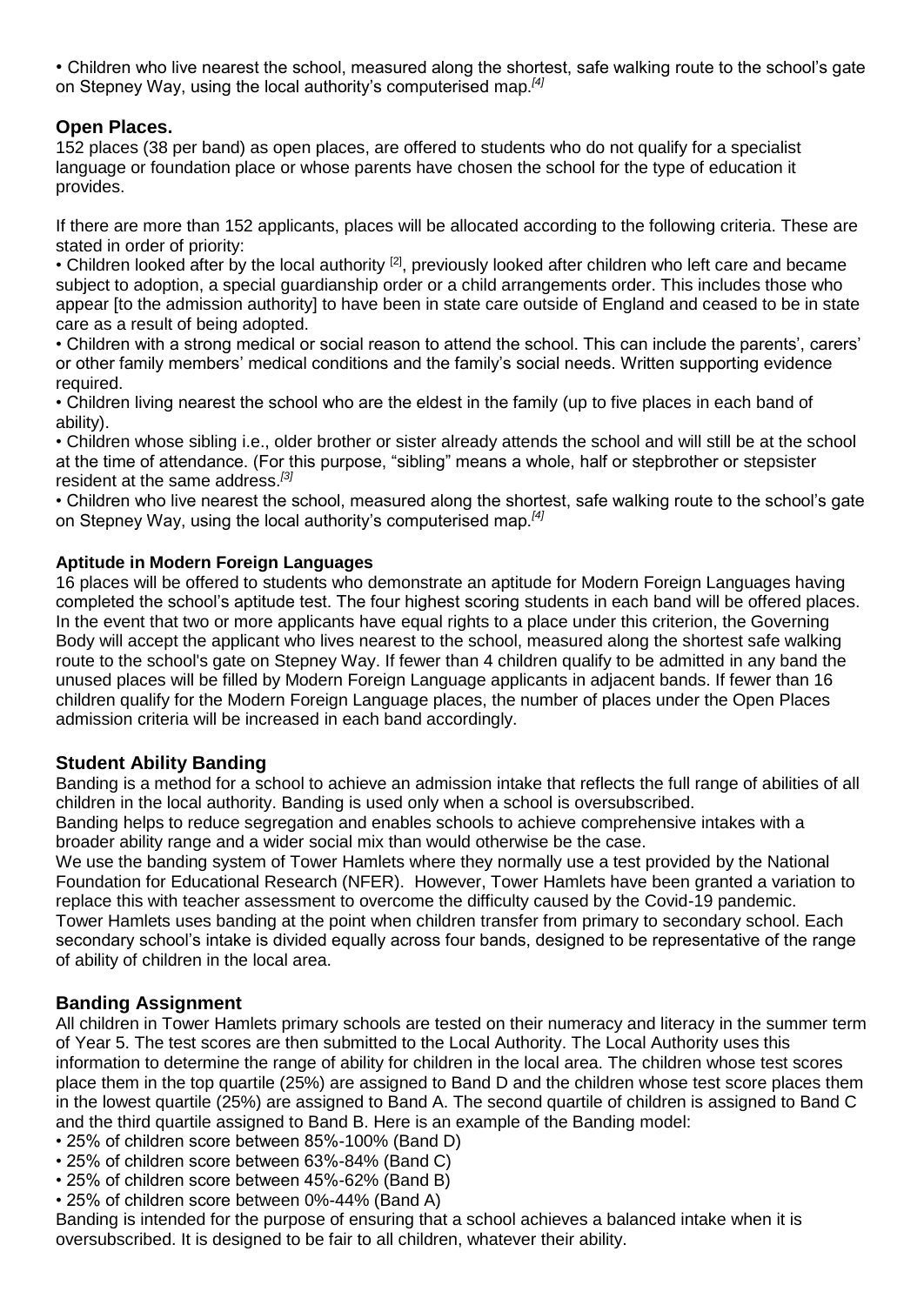- Children who live nearest the school, measured along the shortest, safe walking route to the school's gate on Stepney Way, using the local authority's computerised map.[4]

## Open Places.

152 places (38 per band) as open places, are offered to students who do not qualify for a specialist language or foundation place or whose parents have chosen the school for the type of education it provides.

If there are more than 152 applicants, places will be allocated according to the following criteria. These are stated in order of priority:

- Children looked after by the local authority [2], previously looked after children who left care and became subject to adoption, a special guardianship order or a child arrangements order. This includes those who appear [to the admission authority] to have been in state care outside of England and ceased to be in state care as a result of being adopted.
- Children with a strong medical or social reason to attend the school. This can include the parents', carers' or other family members' medical conditions and the family's social needs. Written supporting evidence required.
- Children living nearest the school who are the eldest in the family (up to five places in each band of ability).
- Children whose sibling i.e., older brother or sister already attends the school and will still be at the school at the time of attendance. (For this purpose, "sibling" means a whole, half or stepbrother or stepsister resident at the same address.[3]
- Children who live nearest the school, measured along the shortest, safe walking route to the school's gate on Stepney Way, using the local authority's computerised map.[4]

### Aptitude in Modern Foreign Languages

16 places will be offered to students who demonstrate an aptitude for Modern Foreign Languages having completed the school's aptitude test. The four highest scoring students in each band will be offered places. In the event that two or more applicants have equal rights to a place under this criterion, the Governing Body will accept the applicant who lives nearest to the school, measured along the shortest safe walking route to the school's gate on Stepney Way. If fewer than 4 children qualify to be admitted in any band the unused places will be filled by Modern Foreign Language applicants in adjacent bands. If fewer than 16 children qualify for the Modern Foreign Language places, the number of places under the Open Places admission criteria will be increased in each band accordingly.

## Student Ability Banding

Banding is a method for a school to achieve an admission intake that reflects the full range of abilities of all children in the local authority. Banding is used only when a school is oversubscribed.

Banding helps to reduce segregation and enables schools to achieve comprehensive intakes with a broader ability range and a wider social mix than would otherwise be the case.

We use the banding system of Tower Hamlets where they normally use a test provided by the National Foundation for Educational Research (NFER). However, Tower Hamlets have been granted a variation to replace this with teacher assessment to overcome the difficulty caused by the Covid-19 pandemic.

Tower Hamlets uses banding at the point when children transfer from primary to secondary school. Each secondary school's intake is divided equally across four bands, designed to be representative of the range of ability of children in the local area.

## Banding Assignment

All children in Tower Hamlets primary schools are tested on their numeracy and literacy in the summer term of Year 5. The test scores are then submitted to the Local Authority. The Local Authority uses this information to determine the range of ability for children in the local area. The children whose test scores place them in the top quartile (25%) are assigned to Band D and the children whose test score places them in the lowest quartile (25%) are assigned to Band A. The second quartile of children is assigned to Band C and the third quartile assigned to Band B. Here is an example of the Banding model:

- 25% of children score between 85%-100% (Band D)
- 25% of children score between 63%-84% (Band C)
- 25% of children score between 45%-62% (Band B)
- 25% of children score between 0%-44% (Band A)

Banding is intended for the purpose of ensuring that a school achieves a balanced intake when it is oversubscribed. It is designed to be fair to all children, whatever their ability.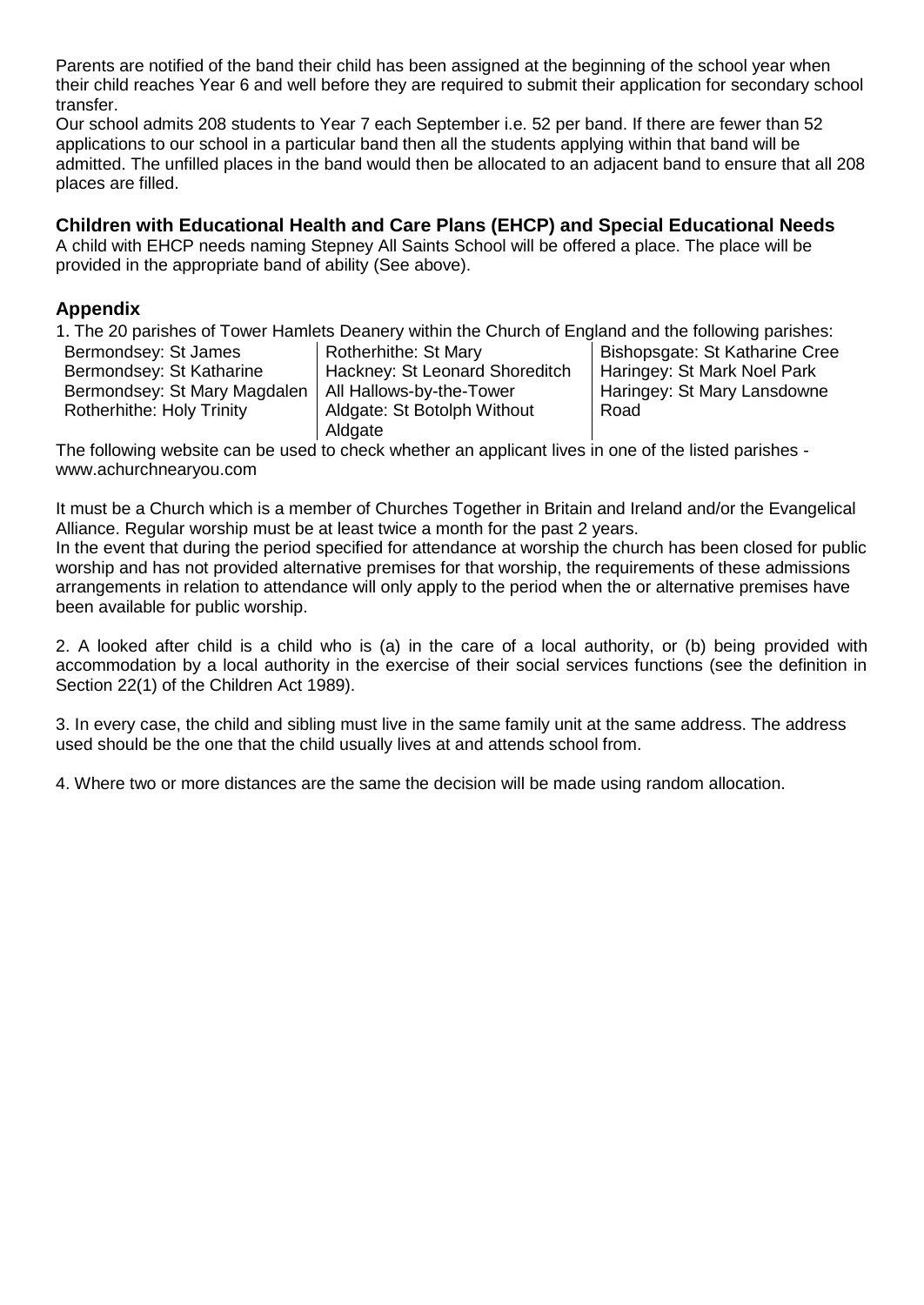Parents are notified of the band their child has been assigned at the beginning of the school year when their child reaches Year 6 and well before they are required to submit their application for secondary school transfer.

Our school admits 208 students to Year 7 each September i.e. 52 per band. If there are fewer than 52 applications to our school in a particular band then all the students applying within that band will be admitted. The unfilled places in the band would then be allocated to an adjacent band to ensure that all 208 places are filled.

### Children with Educational Health and Care Plans (EHCP) and Special Educational Needs

A child with EHCP needs naming Stepney All Saints School will be offered a place. The place will be provided in the appropriate band of ability (See above).

## Appendix

1. The 20 parishes of Tower Hamlets Deanery within the Church of England and the following parishes:

| | | |
|---|---|---|
| Bermondsey: St James | Rotherhithe: St Mary | Bishopsgate: St Katharine Cree |
| Bermondsey: St Katharine | Hackney: St Leonard Shoreditch | Haringey: St Mark Noel Park |
| Bermondsey: St Mary Magdalen | All Hallows-by-the-Tower | Haringey: St Mary Lansdowne Road |
| Rotherhithe: Holy Trinity | Aldgate: St Botolph Without Aldgate | |

The following website can be used to check whether an applicant lives in one of the listed parishes - www.achurchnearyou.com

It must be a Church which is a member of Churches Together in Britain and Ireland and/or the Evangelical Alliance. Regular worship must be at least twice a month for the past 2 years.

In the event that during the period specified for attendance at worship the church has been closed for public worship and has not provided alternative premises for that worship, the requirements of these admissions arrangements in relation to attendance will only apply to the period when the or alternative premises have been available for public worship.

2. A looked after child is a child who is (a) in the care of a local authority, or (b) being provided with accommodation by a local authority in the exercise of their social services functions (see the definition in Section 22(1) of the Children Act 1989).

3. In every case, the child and sibling must live in the same family unit at the same address. The address used should be the one that the child usually lives at and attends school from.

4. Where two or more distances are the same the decision will be made using random allocation.